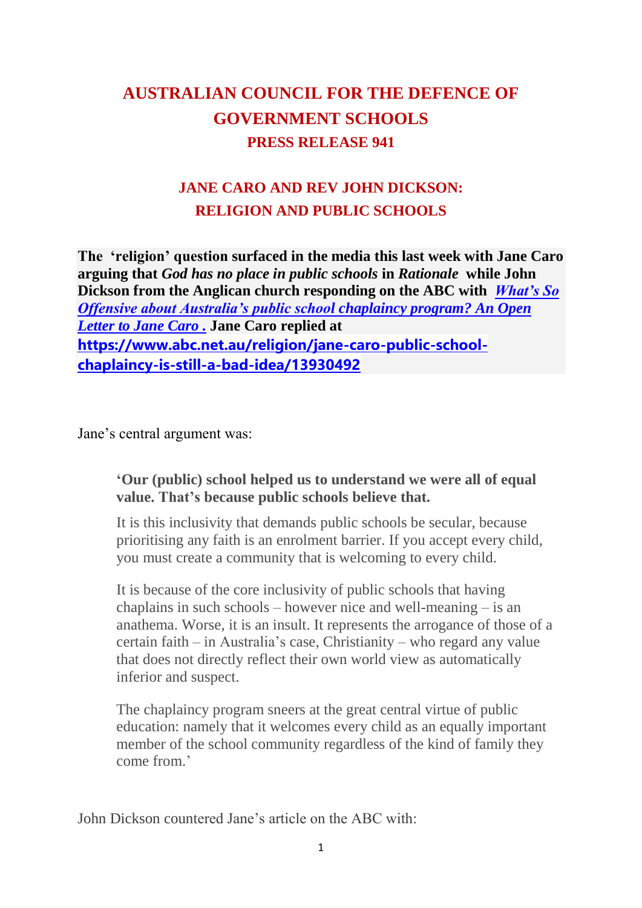# AUSTRALIAN COUNCIL FOR THE DEFENCE OF GOVERNMENT SCHOOLS

## PRESS RELEASE 941

## JANE CARO AND REV JOHN DICKSON: RELIGION AND PUBLIC SCHOOLS

**The 'religion' question surfaced in the media this last week with Jane Caro arguing that *God has no place in public schools* in *Rationale* while John Dickson from the Anglican church responding on the ABC with [*What's So Offensive about Australia's public school chaplaincy program? An Open Letter to Jane Caro .*]() Jane Caro replied at [https://www.abc.net.au/religion/jane-caro-public-school-chaplaincy-is-still-a-bad-idea/13930492](https://www.abc.net.au/religion/jane-caro-public-school-chaplaincy-is-still-a-bad-idea/13930492)**

Jane's central argument was:

> **'Our (public) school helped us to understand we were all of equal value. That's because public schools believe that.**
>
> It is this inclusivity that demands public schools be secular, because prioritising any faith is an enrolment barrier. If you accept every child, you must create a community that is welcoming to every child.
>
> It is because of the core inclusivity of public schools that having chaplains in such schools – however nice and well-meaning – is an anathema. Worse, it is an insult. It represents the arrogance of those of a certain faith – in Australia's case, Christianity – who regard any value that does not directly reflect their own world view as automatically inferior and suspect.
>
> The chaplaincy program sneers at the great central virtue of public education: namely that it welcomes every child as an equally important member of the school community regardless of the kind of family they come from.'

John Dickson countered Jane's article on the ABC with: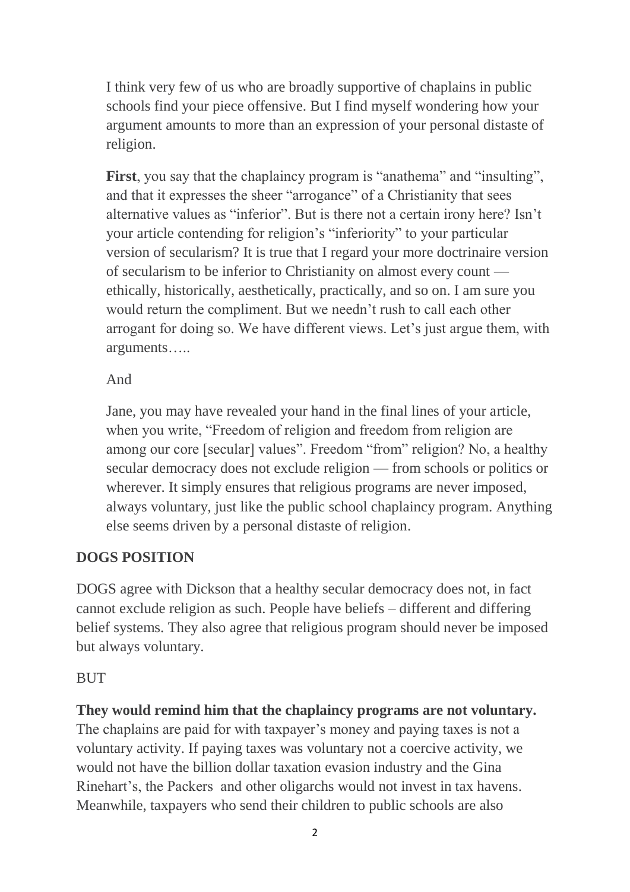> I think very few of us who are broadly supportive of chaplains in public schools find your piece offensive. But I find myself wondering how your argument amounts to more than an expression of your personal distaste of religion.
>
> **First**, you say that the chaplaincy program is "anathema" and "insulting", and that it expresses the sheer "arrogance" of a Christianity that sees alternative values as "inferior". But is there not a certain irony here? Isn't your article contending for religion's "inferiority" to your particular version of secularism? It is true that I regard your more doctrinaire version of secularism to be inferior to Christianity on almost every count — ethically, historically, aesthetically, practically, and so on. I am sure you would return the compliment. But we needn't rush to call each other arrogant for doing so. We have different views. Let's just argue them, with arguments…..
>
> And
>
> Jane, you may have revealed your hand in the final lines of your article, when you write, "Freedom of religion and freedom from religion are among our core [secular] values". Freedom "from" religion? No, a healthy secular democracy does not exclude religion — from schools or politics or wherever. It simply ensures that religious programs are never imposed, always voluntary, just like the public school chaplaincy program. Anything else seems driven by a personal distaste of religion.

**DOGS POSITION**

DOGS agree with Dickson that a healthy secular democracy does not, in fact cannot exclude religion as such. People have beliefs – different and differing belief systems. They also agree that religious program should never be imposed but always voluntary.

BUT

**They would remind him that the chaplaincy programs are not voluntary.** The chaplains are paid for with taxpayer's money and paying taxes is not a voluntary activity. If paying taxes was voluntary not a coercive activity, we would not have the billion dollar taxation evasion industry and the Gina Rinehart's, the Packers and other oligarchs would not invest in tax havens. Meanwhile, taxpayers who send their children to public schools are also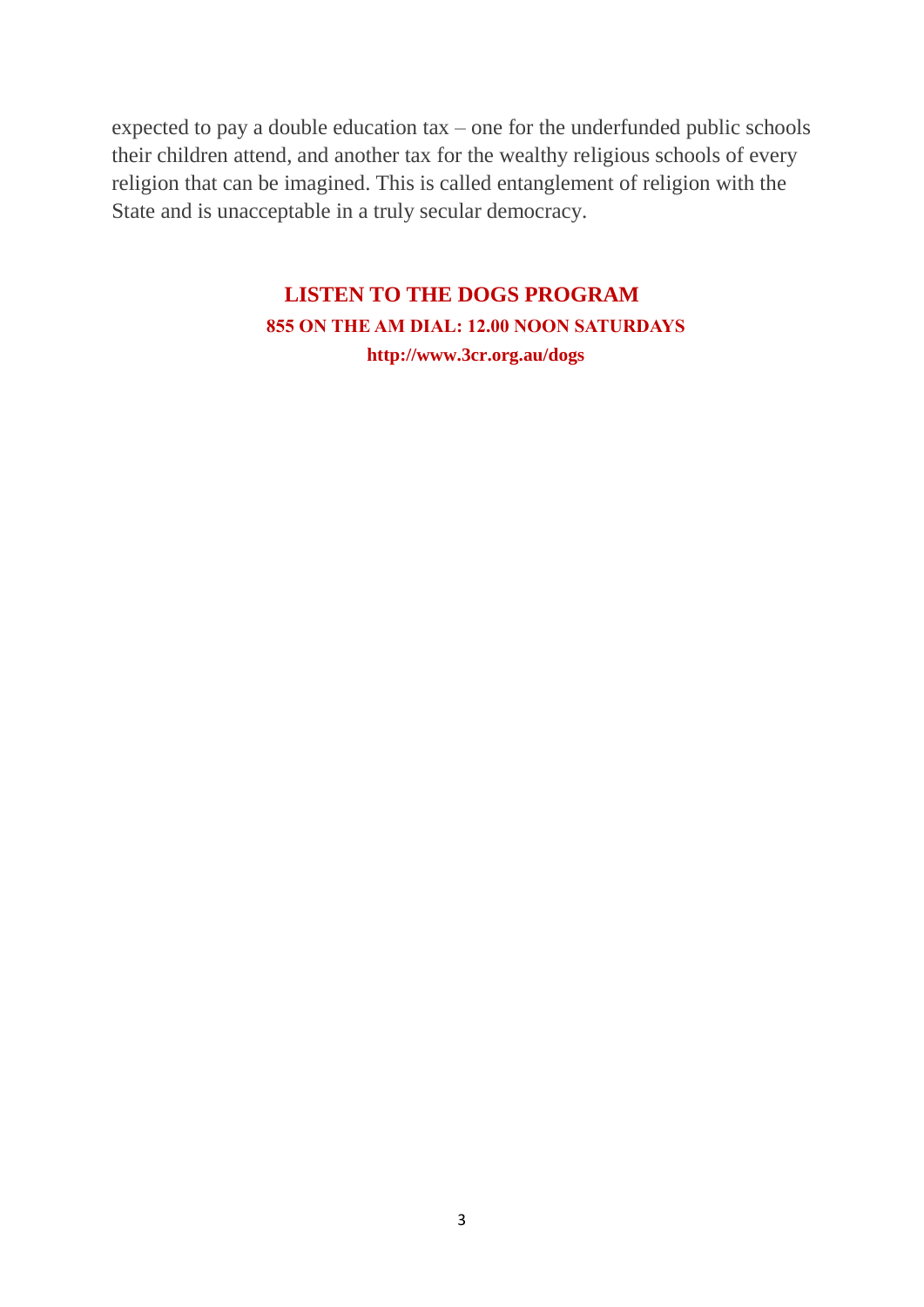expected to pay a double education tax – one for the underfunded public schools their children attend, and another tax for the wealthy religious schools of every religion that can be imagined. This is called entanglement of religion with the State and is unacceptable in a truly secular democracy.

**LISTEN TO THE DOGS PROGRAM**

**855 ON THE AM DIAL: 12.00 NOON SATURDAYS**

**http://www.3cr.org.au/dogs**